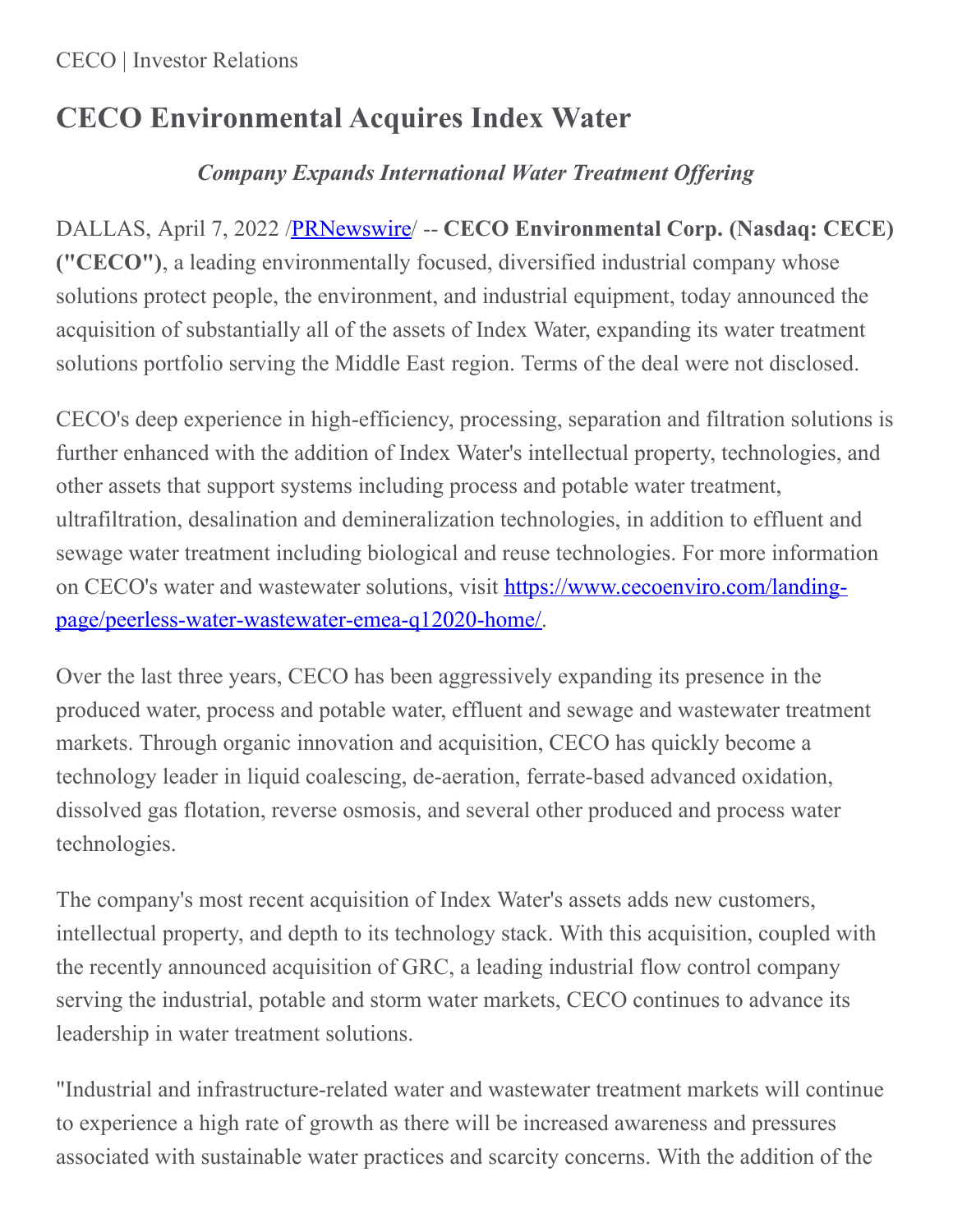CECO | Investor Relations

# CECO Environmental Acquires Index Water

***Company Expands International Water Treatment Offering***

DALLAS, April 7, 2022 /[PRNewswire](http://www.prnewswire.com/)/ -- **CECO Environmental Corp. (Nasdaq: CECE) ("CECO")**, a leading environmentally focused, diversified industrial company whose solutions protect people, the environment, and industrial equipment, today announced the acquisition of substantially all of the assets of Index Water, expanding its water treatment solutions portfolio serving the Middle East region. Terms of the deal were not disclosed.

CECO's deep experience in high-efficiency, processing, separation and filtration solutions is further enhanced with the addition of Index Water's intellectual property, technologies, and other assets that support systems including process and potable water treatment, ultrafiltration, desalination and demineralization technologies, in addition to effluent and sewage water treatment including biological and reuse technologies. For more information on CECO's water and wastewater solutions, visit [https://www.cecoenviro.com/landing-page/peerless-water-wastewater-emea-q12020-home/](https://www.cecoenviro.com/landing-page/peerless-water-wastewater-emea-q12020-home/).

Over the last three years, CECO has been aggressively expanding its presence in the produced water, process and potable water, effluent and sewage and wastewater treatment markets. Through organic innovation and acquisition, CECO has quickly become a technology leader in liquid coalescing, de-aeration, ferrate-based advanced oxidation, dissolved gas flotation, reverse osmosis, and several other produced and process water technologies.

The company's most recent acquisition of Index Water's assets adds new customers, intellectual property, and depth to its technology stack. With this acquisition, coupled with the recently announced acquisition of GRC, a leading industrial flow control company serving the industrial, potable and storm water markets, CECO continues to advance its leadership in water treatment solutions.

"Industrial and infrastructure-related water and wastewater treatment markets will continue to experience a high rate of growth as there will be increased awareness and pressures associated with sustainable water practices and scarcity concerns. With the addition of the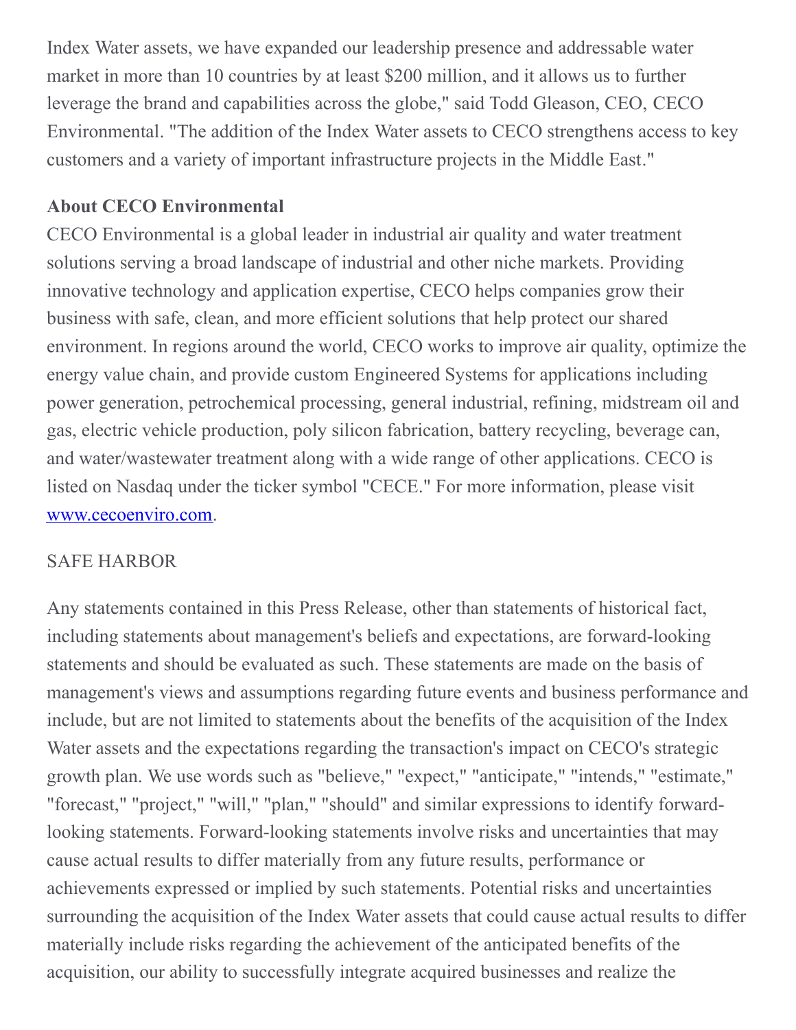Index Water assets, we have expanded our leadership presence and addressable water market in more than 10 countries by at least $200 million, and it allows us to further leverage the brand and capabilities across the globe," said Todd Gleason, CEO, CECO Environmental. "The addition of the Index Water assets to CECO strengthens access to key customers and a variety of important infrastructure projects in the Middle East."

**About CECO Environmental**

CECO Environmental is a global leader in industrial air quality and water treatment solutions serving a broad landscape of industrial and other niche markets. Providing innovative technology and application expertise, CECO helps companies grow their business with safe, clean, and more efficient solutions that help protect our shared environment. In regions around the world, CECO works to improve air quality, optimize the energy value chain, and provide custom Engineered Systems for applications including power generation, petrochemical processing, general industrial, refining, midstream oil and gas, electric vehicle production, poly silicon fabrication, battery recycling, beverage can, and water/wastewater treatment along with a wide range of other applications. CECO is listed on Nasdaq under the ticker symbol "CECE." For more information, please visit [www.cecoenviro.com](http://www.cecoenviro.com).

SAFE HARBOR

Any statements contained in this Press Release, other than statements of historical fact, including statements about management's beliefs and expectations, are forward-looking statements and should be evaluated as such. These statements are made on the basis of management's views and assumptions regarding future events and business performance and include, but are not limited to statements about the benefits of the acquisition of the Index Water assets and the expectations regarding the transaction's impact on CECO's strategic growth plan. We use words such as "believe," "expect," "anticipate," "intends," "estimate," "forecast," "project," "will," "plan," "should" and similar expressions to identify forward-looking statements. Forward-looking statements involve risks and uncertainties that may cause actual results to differ materially from any future results, performance or achievements expressed or implied by such statements. Potential risks and uncertainties surrounding the acquisition of the Index Water assets that could cause actual results to differ materially include risks regarding the achievement of the anticipated benefits of the acquisition, our ability to successfully integrate acquired businesses and realize the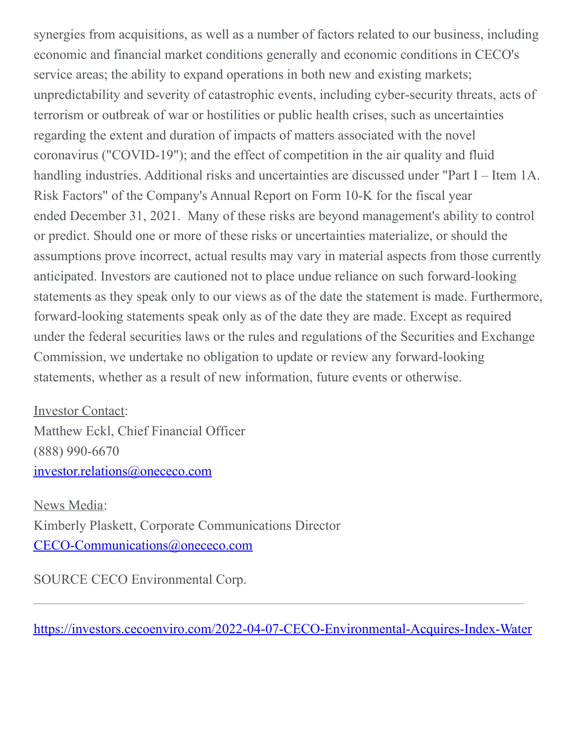synergies from acquisitions, as well as a number of factors related to our business, including economic and financial market conditions generally and economic conditions in CECO's service areas; the ability to expand operations in both new and existing markets; unpredictability and severity of catastrophic events, including cyber-security threats, acts of terrorism or outbreak of war or hostilities or public health crises, such as uncertainties regarding the extent and duration of impacts of matters associated with the novel coronavirus ("COVID-19"); and the effect of competition in the air quality and fluid handling industries. Additional risks and uncertainties are discussed under "Part I – Item 1A. Risk Factors" of the Company's Annual Report on Form 10-K for the fiscal year ended December 31, 2021. Many of these risks are beyond management's ability to control or predict. Should one or more of these risks or uncertainties materialize, or should the assumptions prove incorrect, actual results may vary in material aspects from those currently anticipated. Investors are cautioned not to place undue reliance on such forward-looking statements as they speak only to our views as of the date the statement is made. Furthermore, forward-looking statements speak only as of the date they are made. Except as required under the federal securities laws or the rules and regulations of the Securities and Exchange Commission, we undertake no obligation to update or review any forward-looking statements, whether as a result of new information, future events or otherwise.

Investor Contact:
Matthew Eckl, Chief Financial Officer
(888) 990-6670
investor.relations@onececo.com

News Media:
Kimberly Plaskett, Corporate Communications Director
CECO-Communications@onececo.com

SOURCE CECO Environmental Corp.

---

https://investors.cecoenviro.com/2022-04-07-CECO-Environmental-Acquires-Index-Water